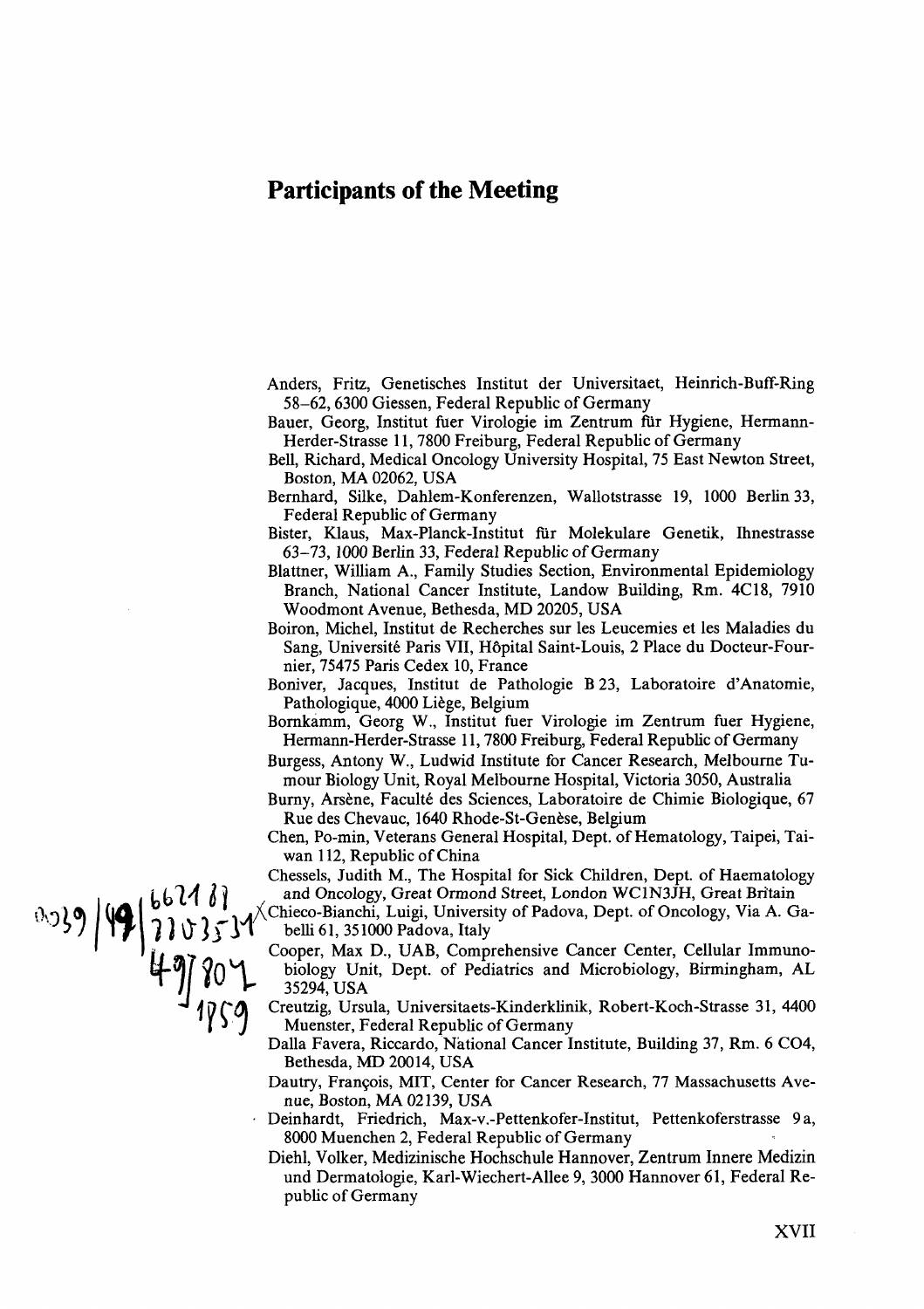# Participants of the Meeting

Anders, Fritz, Genetisches Institut der Universitaet, Heinrich-Buff-Ring 58–62, 6300 Giessen, Federal Republic of Germany

Bauer, Georg, Institut fuer Virologie im Zentrum für Hygiene, Hermann-Herder-Strasse 11, 7800 Freiburg, Federal Republic of Germany

Bell, Richard, Medical Oncology University Hospital, 75 East Newton Street, Boston, MA 02062, USA

Bernhard, Silke, Dahlem-Konferenzen, Wallotstrasse 19, 1000 Berlin 33, Federal Republic of Germany

Bister, Klaus, Max-Planck-Institut für Molekulare Genetik, Ihnestrasse 63–73, 1000 Berlin 33, Federal Republic of Germany

Blattner, William A., Family Studies Section, Environmental Epidemiology Branch, National Cancer Institute, Landow Building, Rm. 4C18, 7910 Woodmont Avenue, Bethesda, MD 20205, USA

Boiron, Michel, Institut de Recherches sur les Leucemies et les Maladies du Sang, Université Paris VII, Hôpital Saint-Louis, 2 Place du Docteur-Fournier, 75475 Paris Cedex 10, France

Boniver, Jacques, Institut de Pathologie B 23, Laboratoire d'Anatomie, Pathologique, 4000 Liège, Belgium

Bornkamm, Georg W., Institut fuer Virologie im Zentrum fuer Hygiene, Hermann-Herder-Strasse 11, 7800 Freiburg, Federal Republic of Germany

Burgess, Antony W., Ludwid Institute for Cancer Research, Melbourne Tumour Biology Unit, Royal Melbourne Hospital, Victoria 3050, Australia

Burny, Arsène, Faculté des Sciences, Laboratoire de Chimie Biologique, 67 Rue des Chevauc, 1640 Rhode-St-Genèse, Belgium

Chen, Po-min, Veterans General Hospital, Dept. of Hematology, Taipei, Taiwan 112, Republic of China

Chessels, Judith M., The Hospital for Sick Children, Dept. of Haematology and Oncology, Great Ormond Street, London WC1N3JH, Great Britain

Chieco-Bianchi, Luigi, University of Padova, Dept. of Oncology, Via A. Gabelli 61, 351000 Padova, Italy

Cooper, Max D., UAB, Comprehensive Cancer Center, Cellular Immunobiology Unit, Dept. of Pediatrics and Microbiology, Birmingham, AL 35294, USA

Creutzig, Ursula, Universitaets-Kinderklinik, Robert-Koch-Strasse 31, 4400 Muenster, Federal Republic of Germany

Dalla Favera, Riccardo, National Cancer Institute, Building 37, Rm. 6 CO4, Bethesda, MD 20014, USA

Dautry, François, MIT, Center for Cancer Research, 77 Massachusetts Avenue, Boston, MA 02139, USA

Deinhardt, Friedrich, Max-v.-Pettenkofer-Institut, Pettenkoferstrasse 9 a, 8000 Muenchen 2, Federal Republic of Germany

Diehl, Volker, Medizinische Hochschule Hannover, Zentrum Innere Medizin und Dermatologie, Karl-Wiechert-Allee 9, 3000 Hannover 61, Federal Republic of Germany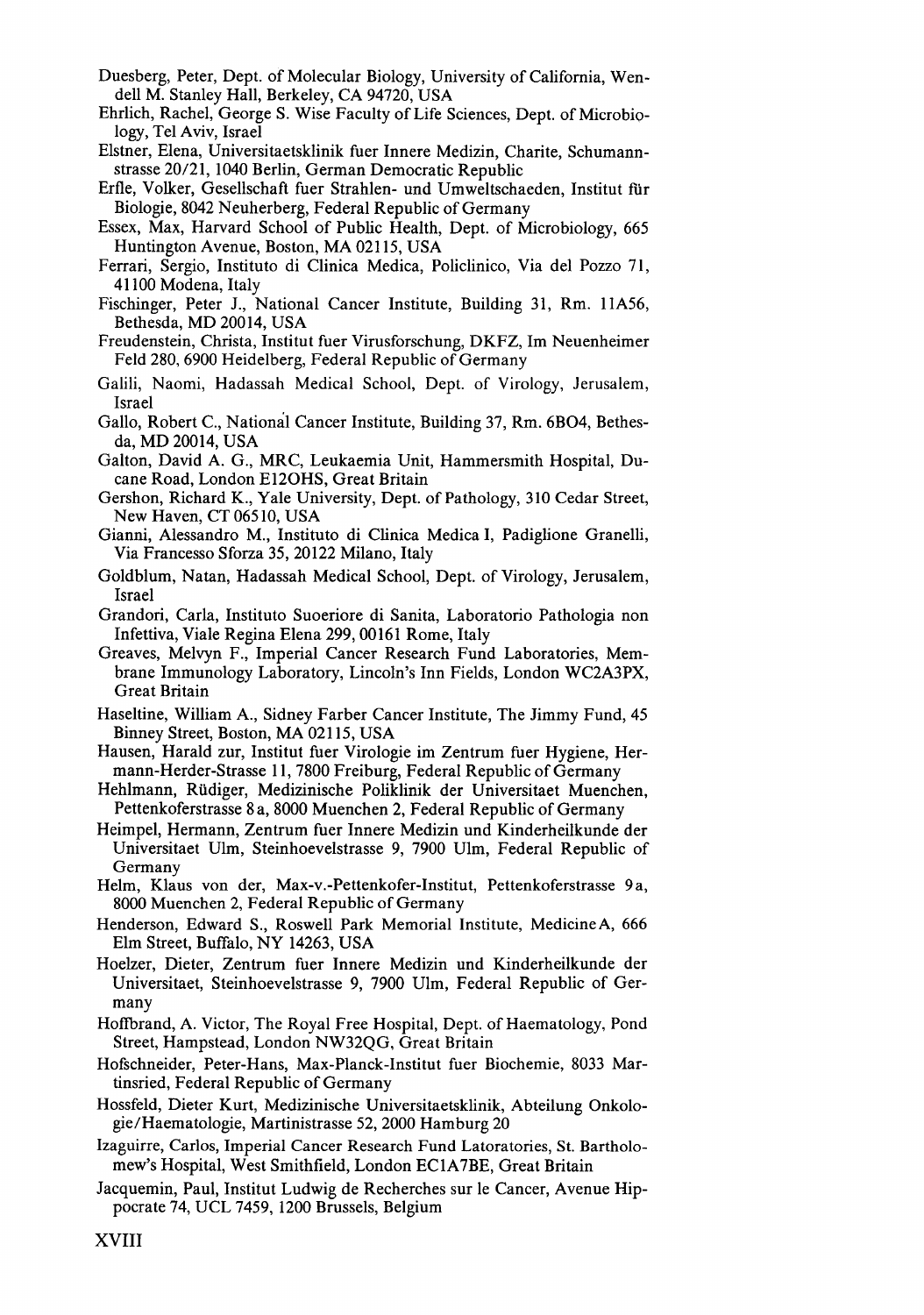Duesberg, Peter, Dept. of Molecular Biology, University of California, Wendell M. Stanley Hall, Berkeley, CA 94720, USA

Ehrlich, Rachel, George S. Wise Faculty of Life Sciences, Dept. of Microbiology, Tel Aviv, Israel

Elstner, Elena, Universitaetsklinik fuer Innere Medizin, Charite, Schumannstrasse 20/21, 1040 Berlin, German Democratic Republic

Erfle, Volker, Gesellschaft fuer Strahlen- und Umweltschaeden, Institut für Biologie, 8042 Neuherberg, Federal Republic of Germany

Essex, Max, Harvard School of Public Health, Dept. of Microbiology, 665 Huntington Avenue, Boston, MA 02115, USA

Ferrari, Sergio, Instituto di Clinica Medica, Policlinico, Via del Pozzo 71, 41100 Modena, Italy

Fischinger, Peter J., National Cancer Institute, Building 31, Rm. 11A56, Bethesda, MD 20014, USA

Freudenstein, Christa, Institut fuer Virusforschung, DKFZ, Im Neuenheimer Feld 280, 6900 Heidelberg, Federal Republic of Germany

Galili, Naomi, Hadassah Medical School, Dept. of Virology, Jerusalem, Israel

Gallo, Robert C., National Cancer Institute, Building 37, Rm. 6B04, Bethesda, MD 20014, USA

Galton, David A. G., MRC, Leukaemia Unit, Hammersmith Hospital, Ducane Road, London E12OHS, Great Britain

Gershon, Richard K., Yale University, Dept. of Pathology, 310 Cedar Street, New Haven, CT 06510, USA

Gianni, Alessandro M., Instituto di Clinica Medica I, Padiglione Granelli, Via Francesco Sforza 35, 20122 Milano, Italy

Goldblum, Natan, Hadassah Medical School, Dept. of Virology, Jerusalem, Israel

Grandori, Carla, Instituto Suoeriore di Sanita, Laboratorio Pathologia non Infettiva, Viale Regina Elena 299, 00161 Rome, Italy

Greaves, Melvyn F., Imperial Cancer Research Fund Laboratories, Membrane Immunology Laboratory, Lincoln's Inn Fields, London WC2A3PX, Great Britain

Haseltine, William A., Sidney Farber Cancer Institute, The Jimmy Fund, 45 Binney Street, Boston, MA 02115, USA

Hausen, Harald zur, Institut fuer Virologie im Zentrum fuer Hygiene, Hermann-Herder-Strasse 11, 7800 Freiburg, Federal Republic of Germany

Hehlmann, Rüdiger, Medizinische Poliklinik der Universitaet Muenchen, Pettenkoferstrasse 8a, 8000 Muenchen 2, Federal Republic of Germany

Heimpel, Hermann, Zentrum fuer Innere Medizin und Kinderheilkunde der Universitaet Ulm, Steinhoevelstrasse 9, 7900 Ulm, Federal Republic of Germany

Helm, Klaus von der, Max-v.-Pettenkofer-Institut, Pettenkoferstrasse 9a, 8000 Muenchen 2, Federal Republic of Germany

Henderson, Edward S., Roswell Park Memorial Institute, Medicine A, 666 Elm Street, Buffalo, NY 14263, USA

Hoelzer, Dieter, Zentrum fuer Innere Medizin und Kinderheilkunde der Universitaet, Steinhoevelstrasse 9, 7900 Ulm, Federal Republic of Germany

Hoffbrand, A. Victor, The Royal Free Hospital, Dept. of Haematology, Pond Street, Hampstead, London NW32QG, Great Britain

Hofschneider, Peter-Hans, Max-Planck-Institut fuer Biochemie, 8033 Martinsried, Federal Republic of Germany

Hossfeld, Dieter Kurt, Medizinische Universitaetsklinik, Abteilung Onkologie/Haematologie, Martinistrasse 52, 2000 Hamburg 20

Izaguirre, Carlos, Imperial Cancer Research Fund Latoratories, St. Bartholomew's Hospital, West Smithfield, London EC1A7BE, Great Britain

Jacquemin, Paul, Institut Ludwig de Recherches sur le Cancer, Avenue Hippocrate 74, UCL 7459, 1200 Brussels, Belgium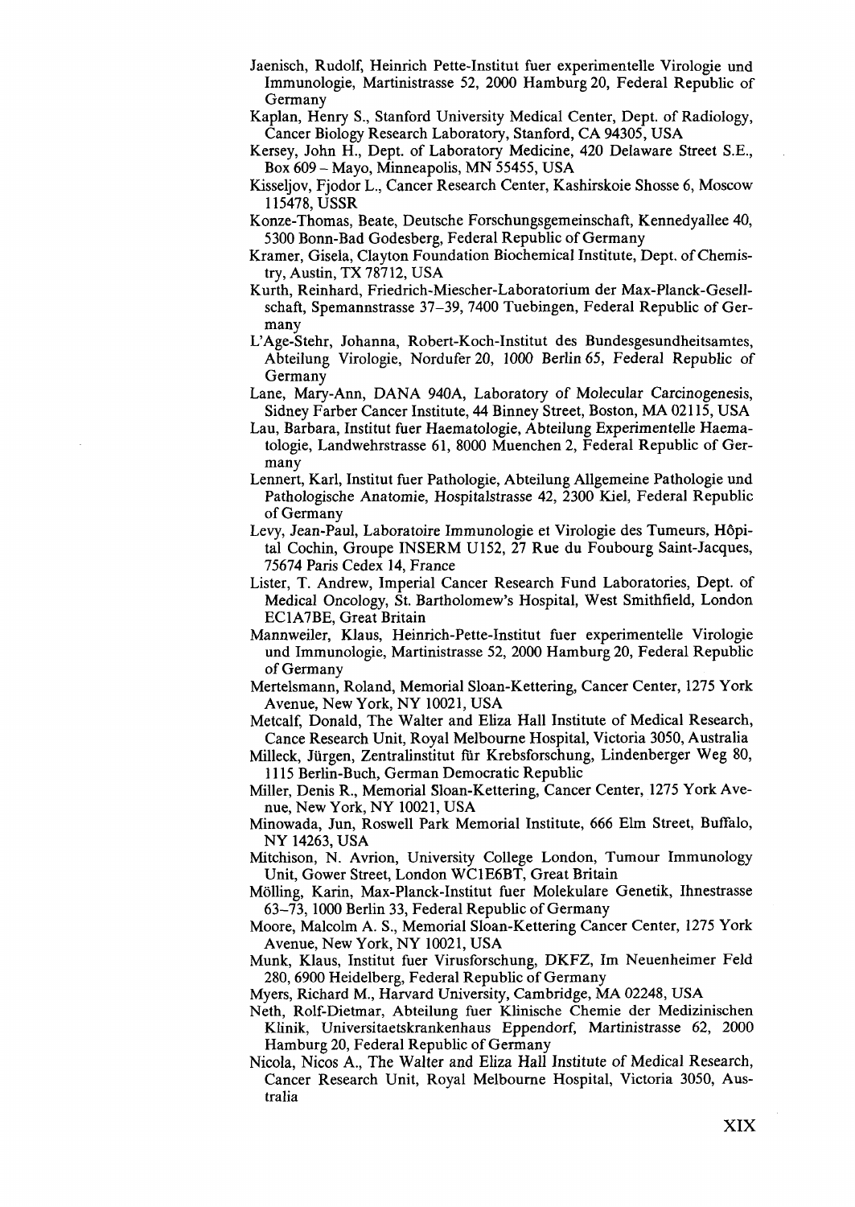Jaenisch, Rudolf, Heinrich Pette-Institut fuer experimentelle Virologie und Immunologie, Martinistrasse 52, 2000 Hamburg 20, Federal Republic of Germany

Kaplan, Henry S., Stanford University Medical Center, Dept. of Radiology, Cancer Biology Research Laboratory, Stanford, CA 94305, USA

Kersey, John H., Dept. of Laboratory Medicine, 420 Delaware Street S.E., Box 609 – Mayo, Minneapolis, MN 55455, USA

Kisseljov, Fjodor L., Cancer Research Center, Kashirskoie Shosse 6, Moscow 115478, USSR

Konze-Thomas, Beate, Deutsche Forschungsgemeinschaft, Kennedyallee 40, 5300 Bonn-Bad Godesberg, Federal Republic of Germany

Kramer, Gisela, Clayton Foundation Biochemical Institute, Dept. of Chemistry, Austin, TX 78712, USA

Kurth, Reinhard, Friedrich-Miescher-Laboratorium der Max-Planck-Gesellschaft, Spemannstrasse 37–39, 7400 Tuebingen, Federal Republic of Germany

L'Age-Stehr, Johanna, Robert-Koch-Institut des Bundesgesundheitsamtes, Abteilung Virologie, Nordufer 20, 1000 Berlin 65, Federal Republic of Germany

Lane, Mary-Ann, DANA 940A, Laboratory of Molecular Carcinogenesis, Sidney Farber Cancer Institute, 44 Binney Street, Boston, MA 02115, USA

Lau, Barbara, Institut fuer Haematologie, Abteilung Experimentelle Haematologie, Landwehrstrasse 61, 8000 Muenchen 2, Federal Republic of Germany

Lennert, Karl, Institut fuer Pathologie, Abteilung Allgemeine Pathologie und Pathologische Anatomie, Hospitalstrasse 42, 2300 Kiel, Federal Republic of Germany

Levy, Jean-Paul, Laboratoire Immunologie et Virologie des Tumeurs, Hôpital Cochin, Groupe INSERM U152, 27 Rue du Foubourg Saint-Jacques, 75674 Paris Cedex 14, France

Lister, T. Andrew, Imperial Cancer Research Fund Laboratories, Dept. of Medical Oncology, St. Bartholomew's Hospital, West Smithfield, London EC1A7BE, Great Britain

Mannweiler, Klaus, Heinrich-Pette-Institut fuer experimentelle Virologie und Immunologie, Martinistrasse 52, 2000 Hamburg 20, Federal Republic of Germany

Mertelsmann, Roland, Memorial Sloan-Kettering, Cancer Center, 1275 York Avenue, New York, NY 10021, USA

Metcalf, Donald, The Walter and Eliza Hall Institute of Medical Research, Cance Research Unit, Royal Melbourne Hospital, Victoria 3050, Australia

Milleck, Jürgen, Zentralinstitut für Krebsforschung, Lindenberger Weg 80, 1115 Berlin-Buch, German Democratic Republic

Miller, Denis R., Memorial Sloan-Kettering, Cancer Center, 1275 York Avenue, New York, NY 10021, USA

Minowada, Jun, Roswell Park Memorial Institute, 666 Elm Street, Buffalo, NY 14263, USA

Mitchison, N. Avrion, University College London, Tumour Immunology Unit, Gower Street, London WC1E6BT, Great Britain

Mölling, Karin, Max-Planck-Institut fuer Molekulare Genetik, Ihnestrasse 63–73, 1000 Berlin 33, Federal Republic of Germany

Moore, Malcolm A. S., Memorial Sloan-Kettering Cancer Center, 1275 York Avenue, New York, NY 10021, USA

Munk, Klaus, Institut fuer Virusforschung, DKFZ, Im Neuenheimer Feld 280, 6900 Heidelberg, Federal Republic of Germany

Myers, Richard M., Harvard University, Cambridge, MA 02248, USA

Neth, Rolf-Dietmar, Abteilung fuer Klinische Chemie der Medizinischen Klinik, Universitaetskrankenhaus Eppendorf, Martinistrasse 62, 2000 Hamburg 20, Federal Republic of Germany

Nicola, Nicos A., The Walter and Eliza Hall Institute of Medical Research, Cancer Research Unit, Royal Melbourne Hospital, Victoria 3050, Australia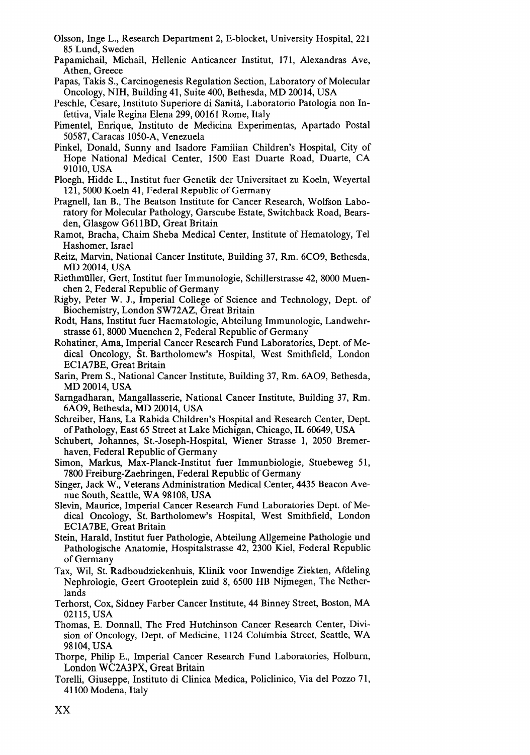Olsson, Inge L., Research Department 2, E-blocket, University Hospital, 221 85 Lund, Sweden

Papamichail, Michail, Hellenic Anticancer Institut, 171, Alexandras Ave, Athen, Greece

Papas, Takis S., Carcinogenesis Regulation Section, Laboratory of Molecular Oncology, NIH, Building 41, Suite 400, Bethesda, MD 20014, USA

Peschle, Cesare, Instituto Superiore di Sanità, Laboratorio Patologia non Infettiva, Viale Regina Elena 299, 00161 Rome, Italy

Pimentel, Enrique, Instituto de Medicina Experimentas, Apartado Postal 50587, Caracas 1050-A, Venezuela

Pinkel, Donald, Sunny and Isadore Familian Children's Hospital, City of Hope National Medical Center, 1500 East Duarte Road, Duarte, CA 91010, USA

Ploegh, Hidde L., Institut fuer Genetik der Universitaet zu Koeln, Weyertal 121, 5000 Koeln 41, Federal Republic of Germany

Pragnell, Ian B., The Beatson Institute for Cancer Research, Wolfson Laboratory for Molecular Pathology, Garscube Estate, Switchback Road, Bearsden, Glasgow G611BD, Great Britain

Ramot, Bracha, Chaim Sheba Medical Center, Institute of Hematology, Tel Hashomer, Israel

Reitz, Marvin, National Cancer Institute, Building 37, Rm. 6CO9, Bethesda, MD 20014, USA

Riethmüller, Gert, Institut fuer Immunologie, Schillerstrasse 42, 8000 Muenchen 2, Federal Republic of Germany

Rigby, Peter W. J., Imperial College of Science and Technology, Dept. of Biochemistry, London SW72AZ, Great Britain

Rodt, Hans, Institut fuer Haematologie, Abteilung Immunologie, Landwehrstrasse 61, 8000 Muenchen 2, Federal Republic of Germany

Rohatiner, Ama, Imperial Cancer Research Fund Laboratories, Dept. of Medical Oncology, St. Bartholomew's Hospital, West Smithfield, London EC1A7BE, Great Britain

Sarin, Prem S., National Cancer Institute, Building 37, Rm. 6AO9, Bethesda, MD 20014, USA

Sarngadharan, Mangallasserie, National Cancer Institute, Building 37, Rm. 6AO9, Bethesda, MD 20014, USA

Schreiber, Hans, La Rabida Children's Hospital and Research Center, Dept. of Pathology, East 65 Street at Lake Michigan, Chicago, IL 60649, USA

Schubert, Johannes, St.-Joseph-Hospital, Wiener Strasse 1, 2050 Bremerhaven, Federal Republic of Germany

Simon, Markus, Max-Planck-Institut fuer Immunbiologie, Stuebeweg 51, 7800 Freiburg-Zaehringen, Federal Republic of Germany

Singer, Jack W., Veterans Administration Medical Center, 4435 Beacon Avenue South, Seattle, WA 98108, USA

Slevin, Maurice, Imperial Cancer Research Fund Laboratories Dept. of Medical Oncology, St. Bartholomew's Hospital, West Smithfield, London EC1A7BE, Great Britain

Stein, Harald, Institut fuer Pathologie, Abteilung Allgemeine Pathologie und Pathologische Anatomie, Hospitalstrasse 42, 2300 Kiel, Federal Republic of Germany

Tax, Wil, St. Radboudziekenhuis, Klinik voor Inwendige Ziekten, Afdeling Nephrologie, Geert Grooteplein zuid 8, 6500 HB Nijmegen, The Netherlands

Terhorst, Cox, Sidney Farber Cancer Institute, 44 Binney Street, Boston, MA 02115, USA

Thomas, E. Donnall, The Fred Hutchinson Cancer Research Center, Division of Oncology, Dept. of Medicine, 1124 Columbia Street, Seattle, WA 98104, USA

Thorpe, Philip E., Imperial Cancer Research Fund Laboratories, Holburn, London WC2A3PX, Great Britain

Torelli, Giuseppe, Instituto di Clinica Medica, Policlinico, Via del Pozzo 71, 41100 Modena, Italy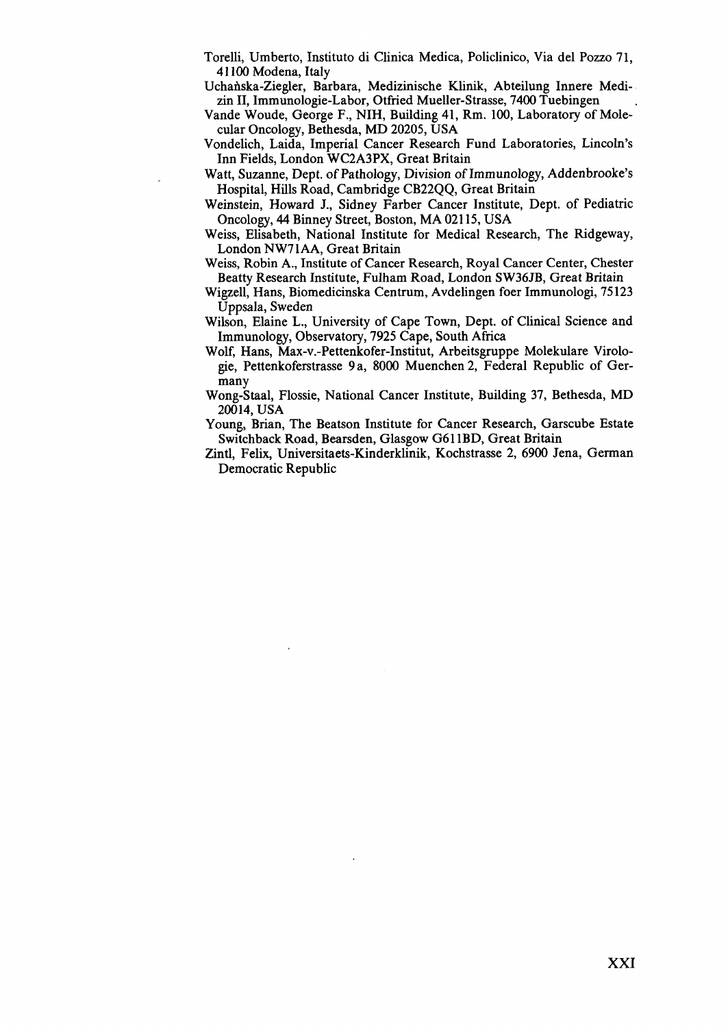Torelli, Umberto, Instituto di Clinica Medica, Policlinico, Via del Pozzo 71, 41100 Modena, Italy

Uchańska-Ziegler, Barbara, Medizinische Klinik, Abteilung Innere Medizin II, Immunologie-Labor, Otfried Mueller-Strasse, 7400 Tuebingen

Vande Woude, George F., NIH, Building 41, Rm. 100, Laboratory of Molecular Oncology, Bethesda, MD 20205, USA

Vondelich, Laida, Imperial Cancer Research Fund Laboratories, Lincoln's Inn Fields, London WC2A3PX, Great Britain

Watt, Suzanne, Dept. of Pathology, Division of Immunology, Addenbrooke's Hospital, Hills Road, Cambridge CB22QQ, Great Britain

Weinstein, Howard J., Sidney Farber Cancer Institute, Dept. of Pediatric Oncology, 44 Binney Street, Boston, MA 02115, USA

Weiss, Elisabeth, National Institute for Medical Research, The Ridgeway, London NW71AA, Great Britain

Weiss, Robin A., Institute of Cancer Research, Royal Cancer Center, Chester Beatty Research Institute, Fulham Road, London SW36JB, Great Britain

Wigzell, Hans, Biomedicinska Centrum, Avdelingen foer Immunologi, 75123 Uppsala, Sweden

Wilson, Elaine L., University of Cape Town, Dept. of Clinical Science and Immunology, Observatory, 7925 Cape, South Africa

Wolf, Hans, Max-v.-Pettenkofer-Institut, Arbeitsgruppe Molekulare Virologie, Pettenkoferstrasse 9a, 8000 Muenchen 2, Federal Republic of Germany

Wong-Staal, Flossie, National Cancer Institute, Building 37, Bethesda, MD 20014, USA

Young, Brian, The Beatson Institute for Cancer Research, Garscube Estate Switchback Road, Bearsden, Glasgow G611BD, Great Britain

Zintl, Felix, Universitaets-Kinderklinik, Kochstrasse 2, 6900 Jena, German Democratic Republic